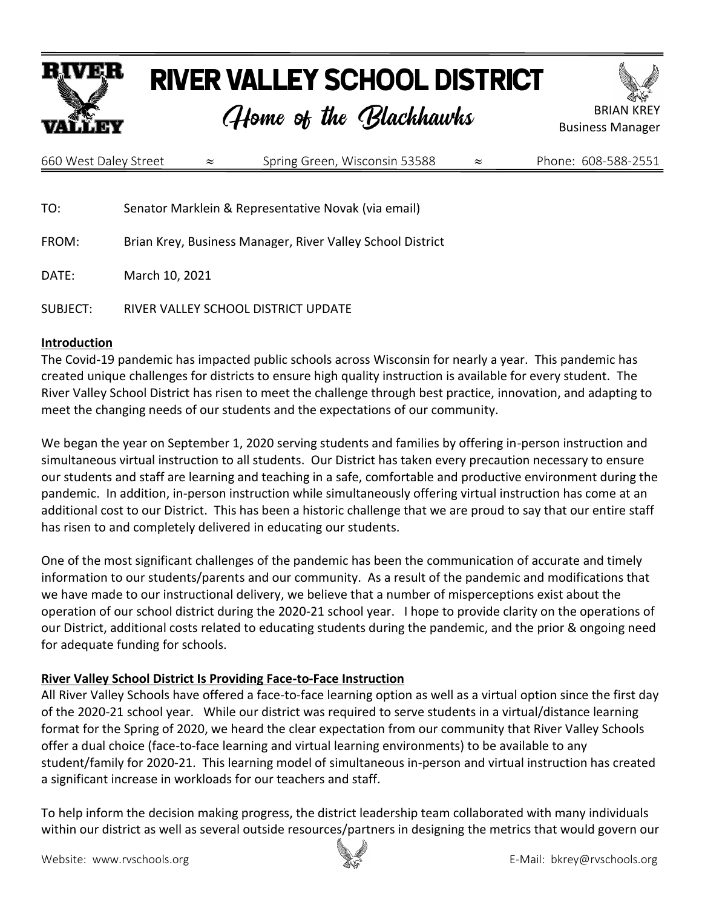# RIVER VALLEY SCHOOL DISTRICT

*Home of the Blackhawks*

BRIAN KREY
Business Manager

660 West Daley Street ≈ Spring Green, Wisconsin 53588 ≈ Phone: 608-588-2551

TO: Senator Marklein & Representative Novak (via email)

FROM: Brian Krey, Business Manager, River Valley School District

DATE: March 10, 2021

SUBJECT: RIVER VALLEY SCHOOL DISTRICT UPDATE

**Introduction**

The Covid-19 pandemic has impacted public schools across Wisconsin for nearly a year. This pandemic has created unique challenges for districts to ensure high quality instruction is available for every student. The River Valley School District has risen to meet the challenge through best practice, innovation, and adapting to meet the changing needs of our students and the expectations of our community.

We began the year on September 1, 2020 serving students and families by offering in-person instruction and simultaneous virtual instruction to all students. Our District has taken every precaution necessary to ensure our students and staff are learning and teaching in a safe, comfortable and productive environment during the pandemic. In addition, in-person instruction while simultaneously offering virtual instruction has come at an additional cost to our District. This has been a historic challenge that we are proud to say that our entire staff has risen to and completely delivered in educating our students.

One of the most significant challenges of the pandemic has been the communication of accurate and timely information to our students/parents and our community. As a result of the pandemic and modifications that we have made to our instructional delivery, we believe that a number of misperceptions exist about the operation of our school district during the 2020-21 school year. I hope to provide clarity on the operations of our District, additional costs related to educating students during the pandemic, and the prior & ongoing need for adequate funding for schools.

**River Valley School District Is Providing Face-to-Face Instruction**

All River Valley Schools have offered a face-to-face learning option as well as a virtual option since the first day of the 2020-21 school year. While our district was required to serve students in a virtual/distance learning format for the Spring of 2020, we heard the clear expectation from our community that River Valley Schools offer a dual choice (face-to-face learning and virtual learning environments) to be available to any student/family for 2020-21. This learning model of simultaneous in-person and virtual instruction has created a significant increase in workloads for our teachers and staff.

To help inform the decision making progress, the district leadership team collaborated with many individuals within our district as well as several outside resources/partners in designing the metrics that would govern our

Website: www.rvschools.org E-Mail: bkrey@rvschools.org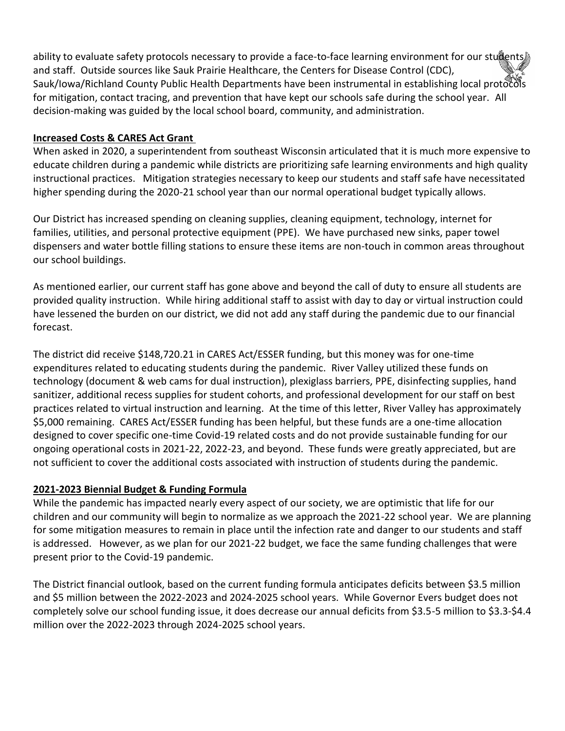ability to evaluate safety protocols necessary to provide a face-to-face learning environment for our students and staff. Outside sources like Sauk Prairie Healthcare, the Centers for Disease Control (CDC), Sauk/Iowa/Richland County Public Health Departments have been instrumental in establishing local protocols for mitigation, contact tracing, and prevention that have kept our schools safe during the school year. All decision-making was guided by the local school board, community, and administration.

**Increased Costs & CARES Act Grant**

When asked in 2020, a superintendent from southeast Wisconsin articulated that it is much more expensive to educate children during a pandemic while districts are prioritizing safe learning environments and high quality instructional practices. Mitigation strategies necessary to keep our students and staff safe have necessitated higher spending during the 2020-21 school year than our normal operational budget typically allows.

Our District has increased spending on cleaning supplies, cleaning equipment, technology, internet for families, utilities, and personal protective equipment (PPE). We have purchased new sinks, paper towel dispensers and water bottle filling stations to ensure these items are non-touch in common areas throughout our school buildings.

As mentioned earlier, our current staff has gone above and beyond the call of duty to ensure all students are provided quality instruction. While hiring additional staff to assist with day to day or virtual instruction could have lessened the burden on our district, we did not add any staff during the pandemic due to our financial forecast.

The district did receive $148,720.21 in CARES Act/ESSER funding, but this money was for one-time expenditures related to educating students during the pandemic. River Valley utilized these funds on technology (document & web cams for dual instruction), plexiglass barriers, PPE, disinfecting supplies, hand sanitizer, additional recess supplies for student cohorts, and professional development for our staff on best practices related to virtual instruction and learning. At the time of this letter, River Valley has approximately $5,000 remaining. CARES Act/ESSER funding has been helpful, but these funds are a one-time allocation designed to cover specific one-time Covid-19 related costs and do not provide sustainable funding for our ongoing operational costs in 2021-22, 2022-23, and beyond. These funds were greatly appreciated, but are not sufficient to cover the additional costs associated with instruction of students during the pandemic.

**2021-2023 Biennial Budget & Funding Formula**

While the pandemic has impacted nearly every aspect of our society, we are optimistic that life for our children and our community will begin to normalize as we approach the 2021-22 school year. We are planning for some mitigation measures to remain in place until the infection rate and danger to our students and staff is addressed. However, as we plan for our 2021-22 budget, we face the same funding challenges that were present prior to the Covid-19 pandemic.

The District financial outlook, based on the current funding formula anticipates deficits between $3.5 million and $5 million between the 2022-2023 and 2024-2025 school years. While Governor Evers budget does not completely solve our school funding issue, it does decrease our annual deficits from $3.5-5 million to $3.3-$4.4 million over the 2022-2023 through 2024-2025 school years.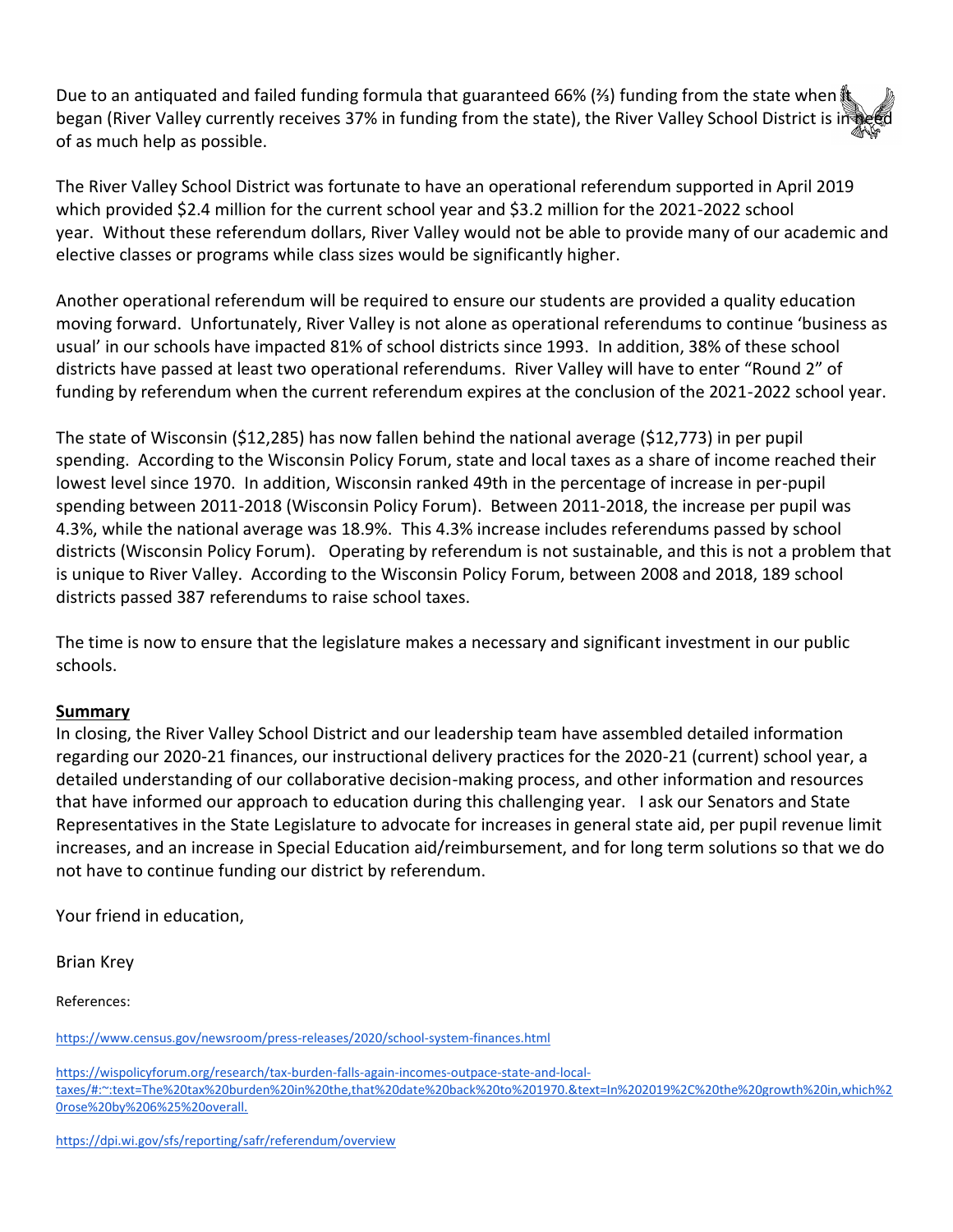Due to an antiquated and failed funding formula that guaranteed 66% (⅔) funding from the state when it began (River Valley currently receives 37% in funding from the state), the River Valley School District is in need of as much help as possible.

The River Valley School District was fortunate to have an operational referendum supported in April 2019 which provided $2.4 million for the current school year and $3.2 million for the 2021-2022 school year. Without these referendum dollars, River Valley would not be able to provide many of our academic and elective classes or programs while class sizes would be significantly higher.

Another operational referendum will be required to ensure our students are provided a quality education moving forward. Unfortunately, River Valley is not alone as operational referendums to continue 'business as usual' in our schools have impacted 81% of school districts since 1993. In addition, 38% of these school districts have passed at least two operational referendums. River Valley will have to enter "Round 2" of funding by referendum when the current referendum expires at the conclusion of the 2021-2022 school year.

The state of Wisconsin ($12,285) has now fallen behind the national average ($12,773) in per pupil spending. According to the Wisconsin Policy Forum, state and local taxes as a share of income reached their lowest level since 1970. In addition, Wisconsin ranked 49th in the percentage of increase in per-pupil spending between 2011-2018 (Wisconsin Policy Forum). Between 2011-2018, the increase per pupil was 4.3%, while the national average was 18.9%. This 4.3% increase includes referendums passed by school districts (Wisconsin Policy Forum). Operating by referendum is not sustainable, and this is not a problem that is unique to River Valley. According to the Wisconsin Policy Forum, between 2008 and 2018, 189 school districts passed 387 referendums to raise school taxes.

The time is now to ensure that the legislature makes a necessary and significant investment in our public schools.

**Summary**

In closing, the River Valley School District and our leadership team have assembled detailed information regarding our 2020-21 finances, our instructional delivery practices for the 2020-21 (current) school year, a detailed understanding of our collaborative decision-making process, and other information and resources that have informed our approach to education during this challenging year. I ask our Senators and State Representatives in the State Legislature to advocate for increases in general state aid, per pupil revenue limit increases, and an increase in Special Education aid/reimbursement, and for long term solutions so that we do not have to continue funding our district by referendum.

Your friend in education,

Brian Krey

References:

https://www.census.gov/newsroom/press-releases/2020/school-system-finances.html

https://wispolicyforum.org/research/tax-burden-falls-again-incomes-outpace-state-and-local-taxes/#:~:text=The%20tax%20burden%20in%20the,that%20date%20back%20to%201970.&text=In%202019%2C%20the%20growth%20in,which%20rose%20by%206%25%20overall.

https://dpi.wi.gov/sfs/reporting/safr/referendum/overview